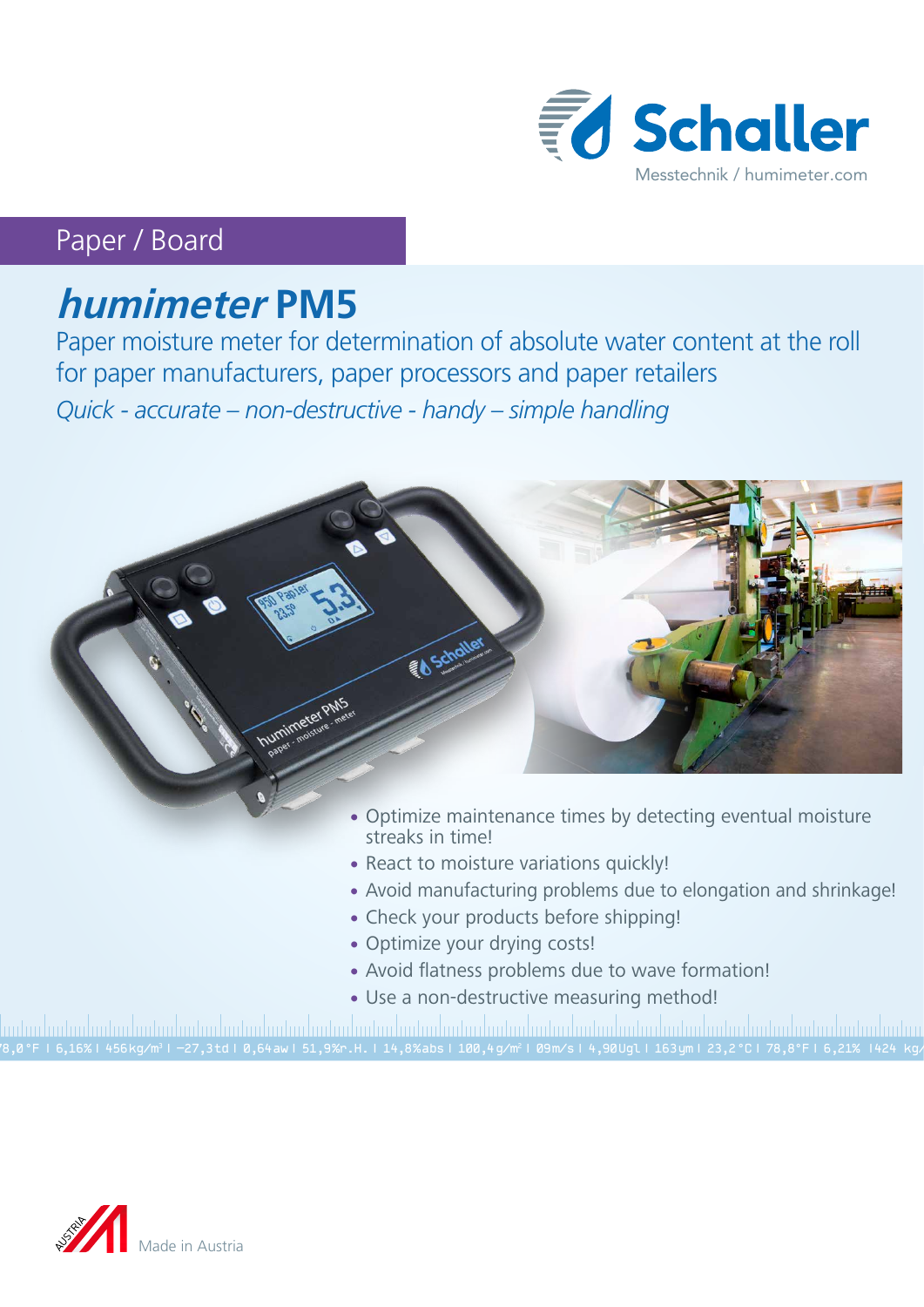Schaller

Messtechnik / humimeter.com

Paper / Board

# *humimeter* PM5

## Paper moisture meter for determination of absolute water content at the roll for paper manufacturers, paper processors and paper retailers

*Quick - accurate – non-destructive - handy – simple handling*

- Optimize maintenance times by detecting eventual moisture streaks in time!
- React to moisture variations quickly!
- Avoid manufacturing problems due to elongation and shrinkage!
- Check your products before shipping!
- Optimize your drying costs!
- Avoid flatness problems due to wave formation!
- Use a non-destructive measuring method!

Made in Austria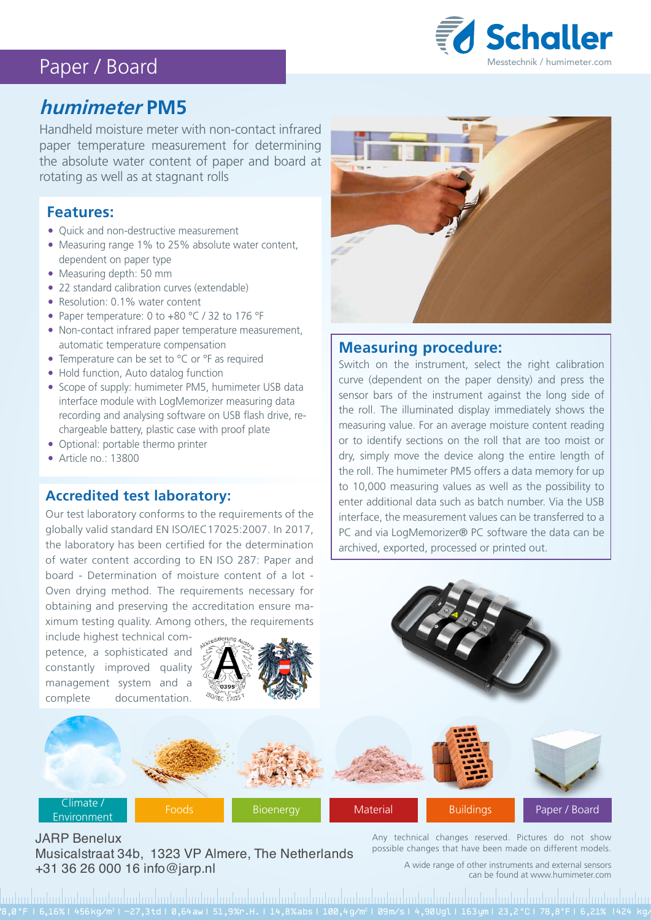Paper / Board

Schaller
Messtechnik / humimeter.com

# *humimeter* PM5

Handheld moisture meter with non-contact infrared paper temperature measurement for determining the absolute water content of paper and board at rotating as well as at stagnant rolls

## Features:

- Quick and non-destructive measurement
- Measuring range 1% to 25% absolute water content, dependent on paper type
- Measuring depth: 50 mm
- 22 standard calibration curves (extendable)
- Resolution: 0.1% water content
- Paper temperature: 0 to +80 °C / 32 to 176 °F
- Non-contact infrared paper temperature measurement, automatic temperature compensation
- Temperature can be set to °C or °F as required
- Hold function, Auto datalog function
- Scope of supply: humimeter PM5, humimeter USB data interface module with LogMemorizer measuring data recording and analysing software on USB flash drive, rechargeable battery, plastic case with proof plate
- Optional: portable thermo printer
- Article no.: 13800

## Accredited test laboratory:

Our test laboratory conforms to the requirements of the globally valid standard EN ISO/IEC17025:2007. In 2017, the laboratory has been certified for the determination of water content according to EN ISO 287: Paper and board - Determination of moisture content of a lot - Oven drying method. The requirements necessary for obtaining and preserving the accreditation ensure maximum testing quality. Among others, the requirements include highest technical competence, a sophisticated and constantly improved quality management system and a complete documentation.

Akkreditierung Austria 0395 ISO/IEC 17025 T

## Measuring procedure:

Switch on the instrument, select the right calibration curve (dependent on the paper density) and press the sensor bars of the instrument against the long side of the roll. The illuminated display immediately shows the measuring value. For an average moisture content reading or to identify sections on the roll that are too moist or dry, simply move the device along the entire length of the roll. The humimeter PM5 offers a data memory for up to 10,000 measuring values as well as the possibility to enter additional data such as batch number. Via the USB interface, the measurement values can be transferred to a PC and via LogMemorizer® PC software the data can be archived, exported, processed or printed out.

Climate / Environment | Foods | Bioenergy | Material | Buildings | Paper / Board

JARP Benelux
Musicalstraat 34b, 1323 VP Almere, The Netherlands
+31 36 26 000 16 info@jarp.nl

Any technical changes reserved. Pictures do not show possible changes that have been made on different models.

A wide range of other instruments and external sensors can be found at www.humimeter.com